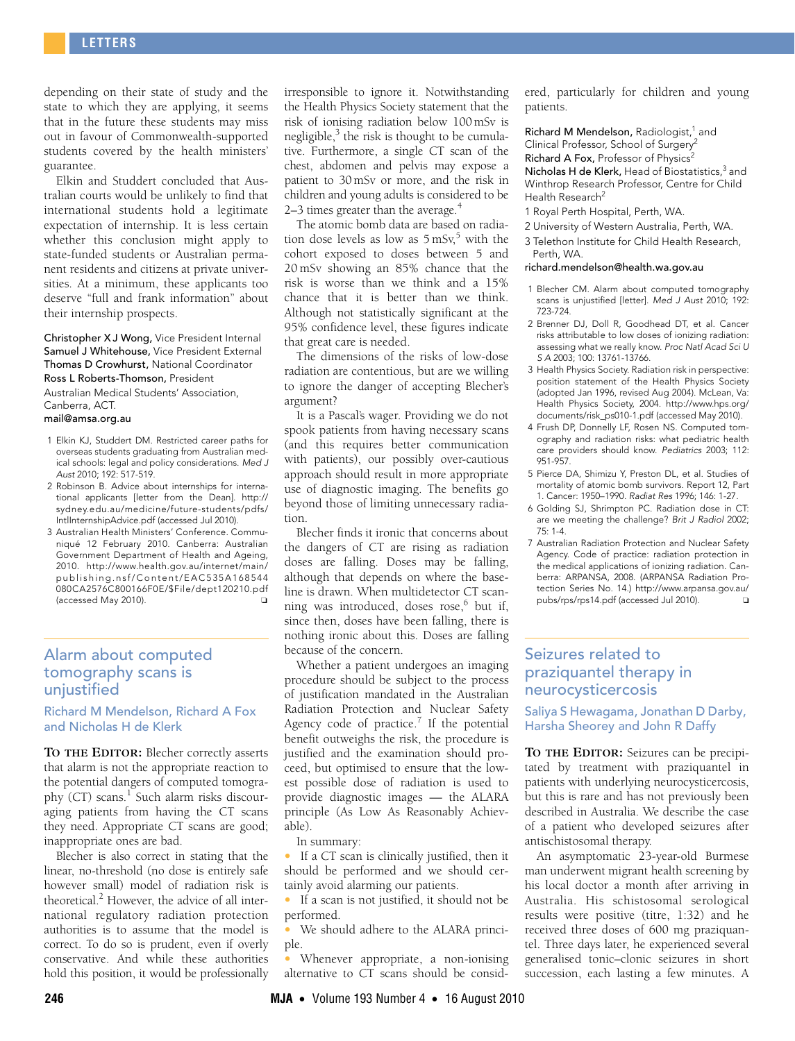depending on their state of study and the state to which they are applying, it seems that in the future these students may miss out in favour of Commonwealth-supported students covered by the health ministers' guarantee.

Elkin and Studdert concluded that Australian courts would be unlikely to find that international students hold a legitimate expectation of internship. It is less certain whether this conclusion might apply to state-funded students or Australian permanent residents and citizens at private universities. At a minimum, these applicants too deserve "full and frank information" about their internship prospects.

Christopher X J Wong, Vice President Internal
Samuel J Whitehouse, Vice President External
Thomas D Crowhurst, National Coordinator
Ross L Roberts-Thomson, President
Australian Medical Students' Association, Canberra, ACT.
mail@amsa.org.au

1 Elkin KJ, Studdert DM. Restricted career paths for overseas students graduating from Australian medical schools: legal and policy considerations. *Med J Aust* 2010; 192: 517-519.
2 Robinson B. Advice about internships for international applicants [letter from the Dean]. http://sydney.edu.au/medicine/future-students/pdfs/IntlInternshipAdvice.pdf (accessed Jul 2010).
3 Australian Health Ministers' Conference. Communiqué 12 February 2010. Canberra: Australian Government Department of Health and Ageing, 2010. http://www.health.gov.au/internet/main/publishing.nsf/Content/EAC535A168544080CA2576C800166F0E/$File/dept120210.pdf (accessed May 2010).

## Alarm about computed tomography scans is unjustified

Richard M Mendelson, Richard A Fox and Nicholas H de Klerk

**To the Editor:** Blecher correctly asserts that alarm is not the appropriate reaction to the potential dangers of computed tomography (CT) scans.[1] Such alarm risks discouraging patients from having the CT scans they need. Appropriate CT scans are good; inappropriate ones are bad.

Blecher is also correct in stating that the linear, no-threshold (no dose is entirely safe however small) model of radiation risk is theoretical.[2] However, the advice of all international regulatory radiation protection authorities is to assume that the model is correct. To do so is prudent, even if overly conservative. And while these authorities hold this position, it would be professionally irresponsible to ignore it. Notwithstanding the Health Physics Society statement that the risk of ionising radiation below 100 mSv is negligible,[3] the risk is thought to be cumulative. Furthermore, a single CT scan of the chest, abdomen and pelvis may expose a patient to 30 mSv or more, and the risk in children and young adults is considered to be 2–3 times greater than the average.[4]

The atomic bomb data are based on radiation dose levels as low as 5 mSv,[5] with the cohort exposed to doses between 5 and 20 mSv showing an 85% chance that the risk is worse than we think and a 15% chance that it is better than we think. Although not statistically significant at the 95% confidence level, these figures indicate that great care is needed.

The dimensions of the risks of low-dose radiation are contentious, but are we willing to ignore the danger of accepting Blecher's argument?

It is a Pascal's wager. Providing we do not spook patients from having necessary scans (and this requires better communication with patients), our possibly over-cautious approach should result in more appropriate use of diagnostic imaging. The benefits go beyond those of limiting unnecessary radiation.

Blecher finds it ironic that concerns about the dangers of CT are rising as radiation doses are falling. Doses may be falling, although that depends on where the baseline is drawn. When multidetector CT scanning was introduced, doses rose,[6] but if, since then, doses have been falling, there is nothing ironic about this. Doses are falling because of the concern.

Whether a patient undergoes an imaging procedure should be subject to the process of justification mandated in the Australian Radiation Protection and Nuclear Safety Agency code of practice.[7] If the potential benefit outweighs the risk, the procedure is justified and the examination should proceed, but optimised to ensure that the lowest possible dose of radiation is used to provide diagnostic images — the ALARA principle (As Low As Reasonably Achievable).

In summary:

- If a CT scan is clinically justified, then it should be performed and we should certainly avoid alarming our patients.
- If a scan is not justified, it should not be performed.
- We should adhere to the ALARA principle.
- Whenever appropriate, a non-ionising alternative to CT scans should be considered, particularly for children and young patients.

Richard M Mendelson, Radiologist,[1] and Clinical Professor, School of Surgery[2]
Richard A Fox, Professor of Physics[2]
Nicholas H de Klerk, Head of Biostatistics,[3] and Winthrop Research Professor, Centre for Child Health Research[2]
1 Royal Perth Hospital, Perth, WA.
2 University of Western Australia, Perth, WA.
3 Telethon Institute for Child Health Research, Perth, WA.
richard.mendelson@health.wa.gov.au

1 Blecher CM. Alarm about computed tomography scans is unjustified [letter]. *Med J Aust* 2010; 192: 723-724.
2 Brenner DJ, Doll R, Goodhead DT, et al. Cancer risks attributable to low doses of ionizing radiation: assessing what we really know. *Proc Natl Acad Sci U S A* 2003; 100: 13761-13766.
3 Health Physics Society. Radiation risk in perspective: position statement of the Health Physics Society (adopted Jan 1996, revised Aug 2004). McLean, Va: Health Physics Society, 2004. http://www.hps.org/documents/risk_ps010-1.pdf (accessed May 2010).
4 Frush DP, Donnelly LF, Rosen NS. Computed tomography and radiation risks: what pediatric health care providers should know. *Pediatrics* 2003; 112: 951-957.
5 Pierce DA, Shimizu Y, Preston DL, et al. Studies of mortality of atomic bomb survivors. Report 12, Part 1. Cancer: 1950–1990. *Radiat Res* 1996; 146: 1-27.
6 Golding SJ, Shrimpton PC. Radiation dose in CT: are we meeting the challenge? *Brit J Radiol* 2002; 75: 1-4.
7 Australian Radiation Protection and Nuclear Safety Agency. Code of practice: radiation protection in the medical applications of ionizing radiation. Canberra: ARPANSA, 2008. (ARPANSA Radiation Protection Series No. 14.) http://www.arpansa.gov.au/pubs/rps/rps14.pdf (accessed Jul 2010).

## Seizures related to praziquantel therapy in neurocysticercosis

Saliya S Hewagama, Jonathan D Darby, Harsha Sheorey and John R Daffy

**To the Editor:** Seizures can be precipitated by treatment with praziquantel in patients with underlying neurocysticercosis, but this is rare and has not previously been described in Australia. We describe the case of a patient who developed seizures after antischistosomal therapy.

An asymptomatic 23-year-old Burmese man underwent migrant health screening by his local doctor a month after arriving in Australia. His schistosomal serological results were positive (titre, 1:32) and he received three doses of 600 mg praziquantel. Three days later, he experienced several generalised tonic–clonic seizures in short succession, each lasting a few minutes. A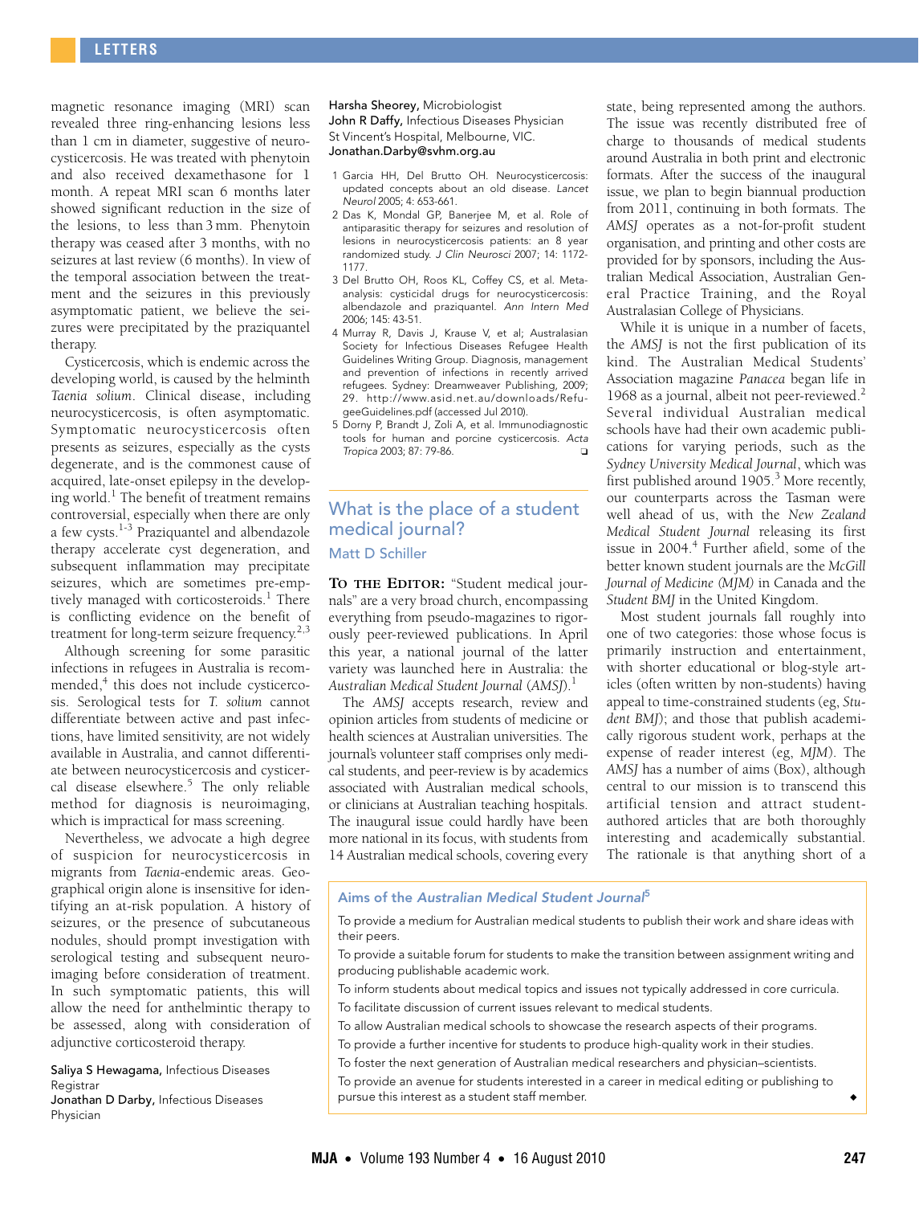magnetic resonance imaging (MRI) scan revealed three ring-enhancing lesions less than 1 cm in diameter, suggestive of neurocysticercosis. He was treated with phenytoin and also received dexamethasone for 1 month. A repeat MRI scan 6 months later showed significant reduction in the size of the lesions, to less than 3 mm. Phenytoin therapy was ceased after 3 months, with no seizures at last review (6 months). In view of the temporal association between the treatment and the seizures in this previously asymptomatic patient, we believe the seizures were precipitated by the praziquantel therapy.

Cysticercosis, which is endemic across the developing world, is caused by the helminth *Taenia solium*. Clinical disease, including neurocysticercosis, is often asymptomatic. Symptomatic neurocysticercosis often presents as seizures, especially as the cysts degenerate, and is the commonest cause of acquired, late-onset epilepsy in the developing world.[1] The benefit of treatment remains controversial, especially when there are only a few cysts.[1-3] Praziquantel and albendazole therapy accelerate cyst degeneration, and subsequent inflammation may precipitate seizures, which are sometimes pre-emptively managed with corticosteroids.[1] There is conflicting evidence on the benefit of treatment for long-term seizure frequency.[2,3]

Although screening for some parasitic infections in refugees in Australia is recommended,[4] this does not include cysticercosis. Serological tests for *T. solium* cannot differentiate between active and past infections, have limited sensitivity, are not widely available in Australia, and cannot differentiate between neurocysticercosis and cysticercal disease elsewhere.[5] The only reliable method for diagnosis is neuroimaging, which is impractical for mass screening.

Nevertheless, we advocate a high degree of suspicion for neurocysticercosis in migrants from *Taenia*-endemic areas. Geographical origin alone is insensitive for identifying an at-risk population. A history of seizures, or the presence of subcutaneous nodules, should prompt investigation with serological testing and subsequent neuroimaging before consideration of treatment. In such symptomatic patients, this will allow the need for anthelmintic therapy to be assessed, along with consideration of adjunctive corticosteroid therapy.

**Saliya S Hewagama,** Infectious Diseases Registrar
**Jonathan D Darby,** Infectious Diseases Physician
**Harsha Sheorey,** Microbiologist
**John R Daffy,** Infectious Diseases Physician
St Vincent's Hospital, Melbourne, VIC.
Jonathan.Darby@svhm.org.au

1. Garcia HH, Del Brutto OH. Neurocysticercosis: updated concepts about an old disease. *Lancet Neurol* 2005; 4: 653-661.
2. Das K, Mondal GP, Banerjee M, et al. Role of antiparasitic therapy for seizures and resolution of lesions in neurocysticercosis patients: an 8 year randomized study. *J Clin Neurosci* 2007; 14: 1172-1177.
3. Del Brutto OH, Roos KL, Coffey CS, et al. Meta-analysis: cysticidal drugs for neurocysticercosis: albendazole and praziquantel. *Ann Intern Med* 2006; 145: 43-51.
4. Murray R, Davis J, Krause V, et al; Australasian Society for Infectious Diseases Refugee Health Guidelines Writing Group. Diagnosis, management and prevention of infections in recently arrived refugees. Sydney: Dreamweaver Publishing, 2009; 29. http://www.asid.net.au/downloads/RefugeeGuidelines.pdf (accessed Jul 2010).
5. Dorny P, Brandt J, Zoli A, et al. Immunodiagnostic tools for human and porcine cysticercosis. *Acta Tropica* 2003; 87: 79-86.

## What is the place of a student medical journal?

**Matt D Schiller**

**To the Editor:** "Student medical journals" are a very broad church, encompassing everything from pseudo-magazines to rigorously peer-reviewed publications. In April this year, a national journal of the latter variety was launched here in Australia: the *Australian Medical Student Journal* (*AMSJ*).[1]

The *AMSJ* accepts research, review and opinion articles from students of medicine or health sciences at Australian universities. The journal's volunteer staff comprises only medical students, and peer-review is by academics associated with Australian medical schools, or clinicians at Australian teaching hospitals. The inaugural issue could hardly have been more national in its focus, with students from 14 Australian medical schools, covering every state, being represented among the authors. The issue was recently distributed free of charge to thousands of medical students around Australia in both print and electronic formats. After the success of the inaugural issue, we plan to begin biannual production from 2011, continuing in both formats. The *AMSJ* operates as a not-for-profit student organisation, and printing and other costs are provided for by sponsors, including the Australian Medical Association, Australian General Practice Training, and the Royal Australasian College of Physicians.

While it is unique in a number of facets, the *AMSJ* is not the first publication of its kind. The Australian Medical Students' Association magazine *Panacea* began life in 1968 as a journal, albeit not peer-reviewed.[2] Several individual Australian medical schools have had their own academic publications for varying periods, such as the *Sydney University Medical Journal*, which was first published around 1905.[3] More recently, our counterparts across the Tasman were well ahead of us, with the *New Zealand Medical Student Journal* releasing its first issue in 2004.[4] Further afield, some of the better known student journals are the *McGill Journal of Medicine* (*MJM*) in Canada and the *Student BMJ* in the United Kingdom.

Most student journals fall roughly into one of two categories: those whose focus is primarily instruction and entertainment, with shorter educational or blog-style articles (often written by non-students) having appeal to time-constrained students (eg, *Student BMJ*); and those that publish academically rigorous student work, perhaps at the expense of reader interest (eg, *MJM*). The *AMSJ* has a number of aims (Box), although central to our mission is to transcend this artificial tension and attract student-authored articles that are both thoroughly interesting and academically substantial. The rationale is that anything short of a

### Aims of the *Australian Medical Student Journal*[5]

To provide a medium for Australian medical students to publish their work and share ideas with their peers.

To provide a suitable forum for students to make the transition between assignment writing and producing publishable academic work.

To inform students about medical topics and issues not typically addressed in core curricula.

To facilitate discussion of current issues relevant to medical students.

To allow Australian medical schools to showcase the research aspects of their programs.

To provide a further incentive for students to produce high-quality work in their studies.

To foster the next generation of Australian medical researchers and physician–scientists.

To provide an avenue for students interested in a career in medical editing or publishing to pursue this interest as a student staff member.